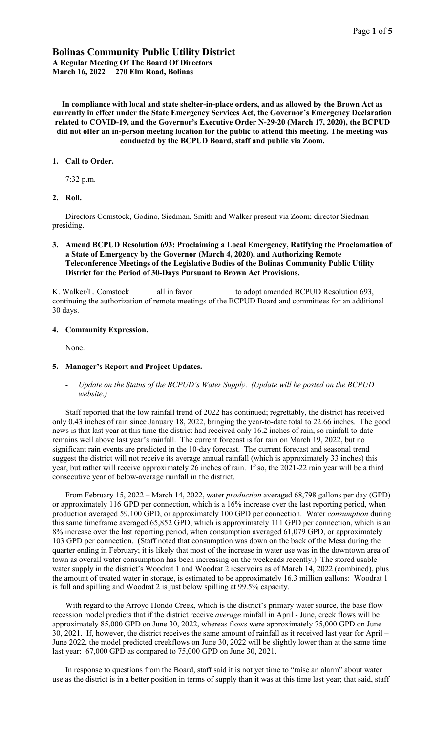# Bolinas Community Public Utility District

**A Regular Meeting Of The Board Of Directors**
**March 16, 2022 270 Elm Road, Bolinas**

**In compliance with local and state shelter-in-place orders, and as allowed by the Brown Act as currently in effect under the State Emergency Services Act, the Governor's Emergency Declaration related to COVID-19, and the Governor's Executive Order N-29-20 (March 17, 2020), the BCPUD did not offer an in-person meeting location for the public to attend this meeting. The meeting was conducted by the BCPUD Board, staff and public via Zoom.**

**1. Call to Order.**

7:32 p.m.

**2. Roll.**

Directors Comstock, Godino, Siedman, Smith and Walker present via Zoom; director Siedman presiding.

**3. Amend BCPUD Resolution 693: Proclaiming a Local Emergency, Ratifying the Proclamation of a State of Emergency by the Governor (March 4, 2020), and Authorizing Remote Teleconference Meetings of the Legislative Bodies of the Bolinas Community Public Utility District for the Period of 30-Days Pursuant to Brown Act Provisions.**

K. Walker/L. Comstock all in favor to adopt amended BCPUD Resolution 693, continuing the authorization of remote meetings of the BCPUD Board and committees for an additional 30 days.

**4. Community Expression.**

None.

**5. Manager's Report and Project Updates.**

- *Update on the Status of the BCPUD's Water Supply. (Update will be posted on the BCPUD website.)*

Staff reported that the low rainfall trend of 2022 has continued; regrettably, the district has received only 0.43 inches of rain since January 18, 2022, bringing the year-to-date total to 22.66 inches. The good news is that last year at this time the district had received only 16.2 inches of rain, so rainfall to-date remains well above last year's rainfall. The current forecast is for rain on March 19, 2022, but no significant rain events are predicted in the 10-day forecast. The current forecast and seasonal trend suggest the district will not receive its average annual rainfall (which is approximately 33 inches) this year, but rather will receive approximately 26 inches of rain. If so, the 2021-22 rain year will be a third consecutive year of below-average rainfall in the district.

From February 15, 2022 – March 14, 2022, water *production* averaged 68,798 gallons per day (GPD) or approximately 116 GPD per connection, which is a 16% increase over the last reporting period, when production averaged 59,100 GPD, or approximately 100 GPD per connection. Water *consumption* during this same timeframe averaged 65,852 GPD, which is approximately 111 GPD per connection, which is an 8% increase over the last reporting period, when consumption averaged 61,079 GPD, or approximately 103 GPD per connection. (Staff noted that consumption was down on the back of the Mesa during the quarter ending in February; it is likely that most of the increase in water use was in the downtown area of town as overall water consumption has been increasing on the weekends recently.) The stored usable water supply in the district's Woodrat 1 and Woodrat 2 reservoirs as of March 14, 2022 (combined), plus the amount of treated water in storage, is estimated to be approximately 16.3 million gallons: Woodrat 1 is full and spilling and Woodrat 2 is just below spilling at 99.5% capacity.

With regard to the Arroyo Hondo Creek, which is the district's primary water source, the base flow recession model predicts that if the district receive *average* rainfall in April - June, creek flows will be approximately 85,000 GPD on June 30, 2022, whereas flows were approximately 75,000 GPD on June 30, 2021. If, however, the district receives the same amount of rainfall as it received last year for April – June 2022, the model predicted creekflows on June 30, 2022 will be slightly lower than at the same time last year: 67,000 GPD as compared to 75,000 GPD on June 30, 2021.

In response to questions from the Board, staff said it is not yet time to "raise an alarm" about water use as the district is in a better position in terms of supply than it was at this time last year; that said, staff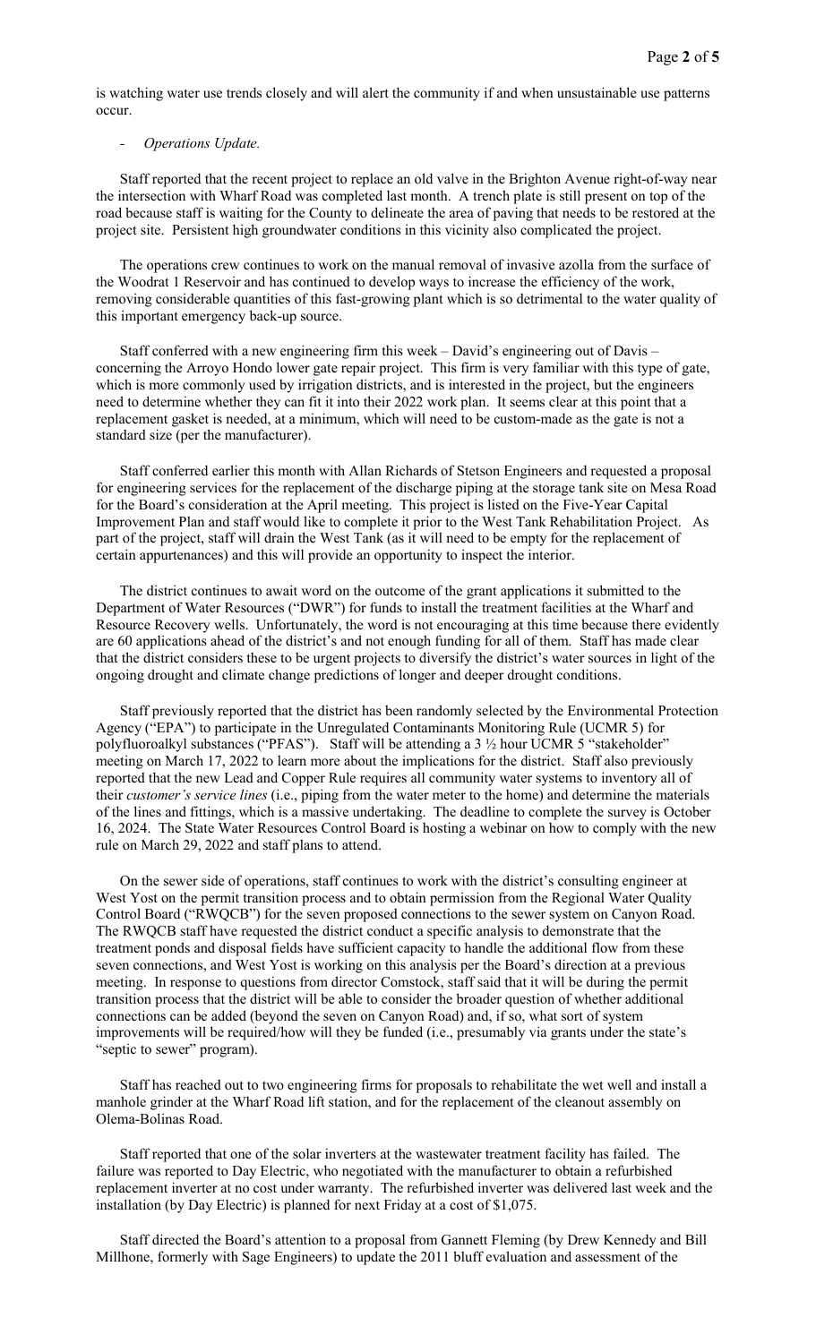is watching water use trends closely and will alert the community if and when unsustainable use patterns occur.

- *Operations Update.*

Staff reported that the recent project to replace an old valve in the Brighton Avenue right-of-way near the intersection with Wharf Road was completed last month. A trench plate is still present on top of the road because staff is waiting for the County to delineate the area of paving that needs to be restored at the project site. Persistent high groundwater conditions in this vicinity also complicated the project.

The operations crew continues to work on the manual removal of invasive azolla from the surface of the Woodrat 1 Reservoir and has continued to develop ways to increase the efficiency of the work, removing considerable quantities of this fast-growing plant which is so detrimental to the water quality of this important emergency back-up source.

Staff conferred with a new engineering firm this week – David's engineering out of Davis – concerning the Arroyo Hondo lower gate repair project. This firm is very familiar with this type of gate, which is more commonly used by irrigation districts, and is interested in the project, but the engineers need to determine whether they can fit it into their 2022 work plan. It seems clear at this point that a replacement gasket is needed, at a minimum, which will need to be custom-made as the gate is not a standard size (per the manufacturer).

Staff conferred earlier this month with Allan Richards of Stetson Engineers and requested a proposal for engineering services for the replacement of the discharge piping at the storage tank site on Mesa Road for the Board's consideration at the April meeting. This project is listed on the Five-Year Capital Improvement Plan and staff would like to complete it prior to the West Tank Rehabilitation Project. As part of the project, staff will drain the West Tank (as it will need to be empty for the replacement of certain appurtenances) and this will provide an opportunity to inspect the interior.

The district continues to await word on the outcome of the grant applications it submitted to the Department of Water Resources ("DWR") for funds to install the treatment facilities at the Wharf and Resource Recovery wells. Unfortunately, the word is not encouraging at this time because there evidently are 60 applications ahead of the district's and not enough funding for all of them. Staff has made clear that the district considers these to be urgent projects to diversify the district's water sources in light of the ongoing drought and climate change predictions of longer and deeper drought conditions.

Staff previously reported that the district has been randomly selected by the Environmental Protection Agency ("EPA") to participate in the Unregulated Contaminants Monitoring Rule (UCMR 5) for polyfluoroalkyl substances ("PFAS"). Staff will be attending a 3 ½ hour UCMR 5 "stakeholder" meeting on March 17, 2022 to learn more about the implications for the district. Staff also previously reported that the new Lead and Copper Rule requires all community water systems to inventory all of their *customer's service lines* (i.e., piping from the water meter to the home) and determine the materials of the lines and fittings, which is a massive undertaking. The deadline to complete the survey is October 16, 2024. The State Water Resources Control Board is hosting a webinar on how to comply with the new rule on March 29, 2022 and staff plans to attend.

On the sewer side of operations, staff continues to work with the district's consulting engineer at West Yost on the permit transition process and to obtain permission from the Regional Water Quality Control Board ("RWQCB") for the seven proposed connections to the sewer system on Canyon Road. The RWQCB staff have requested the district conduct a specific analysis to demonstrate that the treatment ponds and disposal fields have sufficient capacity to handle the additional flow from these seven connections, and West Yost is working on this analysis per the Board's direction at a previous meeting. In response to questions from director Comstock, staff said that it will be during the permit transition process that the district will be able to consider the broader question of whether additional connections can be added (beyond the seven on Canyon Road) and, if so, what sort of system improvements will be required/how will they be funded (i.e., presumably via grants under the state's "septic to sewer" program).

Staff has reached out to two engineering firms for proposals to rehabilitate the wet well and install a manhole grinder at the Wharf Road lift station, and for the replacement of the cleanout assembly on Olema-Bolinas Road.

Staff reported that one of the solar inverters at the wastewater treatment facility has failed. The failure was reported to Day Electric, who negotiated with the manufacturer to obtain a refurbished replacement inverter at no cost under warranty. The refurbished inverter was delivered last week and the installation (by Day Electric) is planned for next Friday at a cost of $1,075.

Staff directed the Board's attention to a proposal from Gannett Fleming (by Drew Kennedy and Bill Millhone, formerly with Sage Engineers) to update the 2011 bluff evaluation and assessment of the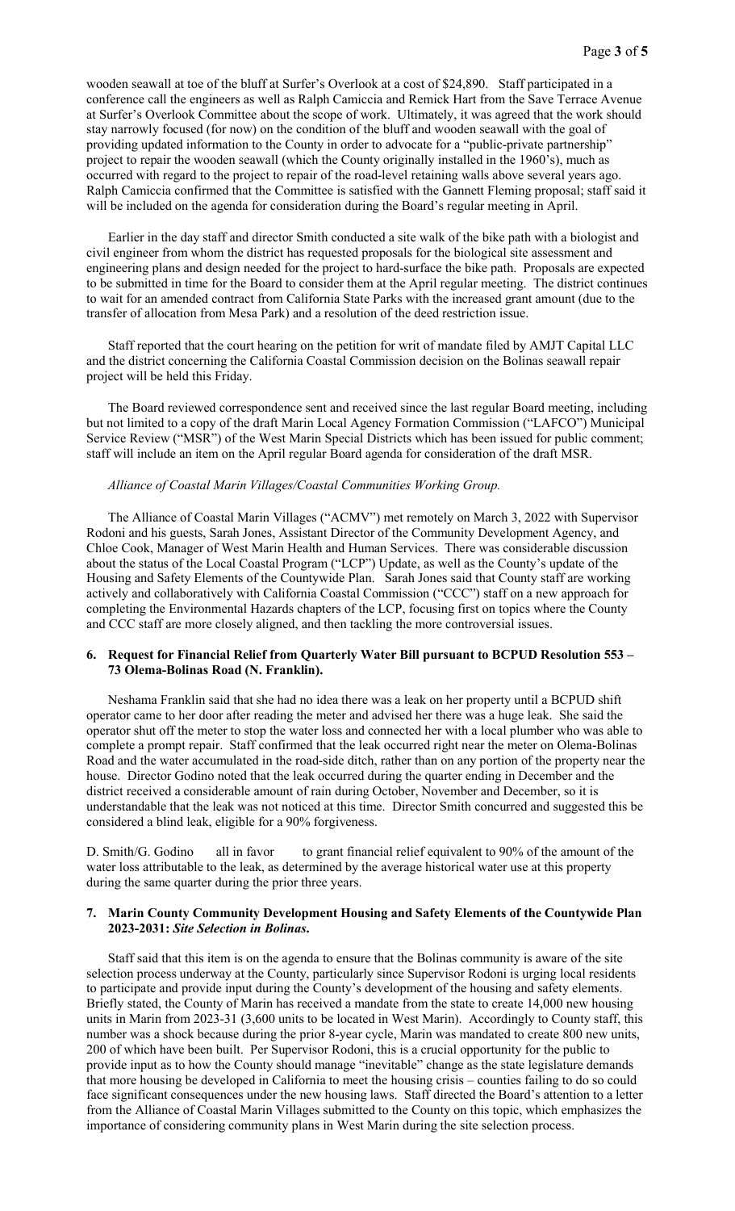wooden seawall at toe of the bluff at Surfer's Overlook at a cost of $24,890. Staff participated in a conference call the engineers as well as Ralph Camiccia and Remick Hart from the Save Terrace Avenue at Surfer's Overlook Committee about the scope of work. Ultimately, it was agreed that the work should stay narrowly focused (for now) on the condition of the bluff and wooden seawall with the goal of providing updated information to the County in order to advocate for a "public-private partnership" project to repair the wooden seawall (which the County originally installed in the 1960's), much as occurred with regard to the project to repair of the road-level retaining walls above several years ago. Ralph Camiccia confirmed that the Committee is satisfied with the Gannett Fleming proposal; staff said it will be included on the agenda for consideration during the Board's regular meeting in April.

Earlier in the day staff and director Smith conducted a site walk of the bike path with a biologist and civil engineer from whom the district has requested proposals for the biological site assessment and engineering plans and design needed for the project to hard-surface the bike path. Proposals are expected to be submitted in time for the Board to consider them at the April regular meeting. The district continues to wait for an amended contract from California State Parks with the increased grant amount (due to the transfer of allocation from Mesa Park) and a resolution of the deed restriction issue.

Staff reported that the court hearing on the petition for writ of mandate filed by AMJT Capital LLC and the district concerning the California Coastal Commission decision on the Bolinas seawall repair project will be held this Friday.

The Board reviewed correspondence sent and received since the last regular Board meeting, including but not limited to a copy of the draft Marin Local Agency Formation Commission ("LAFCO") Municipal Service Review ("MSR") of the West Marin Special Districts which has been issued for public comment; staff will include an item on the April regular Board agenda for consideration of the draft MSR.

*Alliance of Coastal Marin Villages/Coastal Communities Working Group.*

The Alliance of Coastal Marin Villages ("ACMV") met remotely on March 3, 2022 with Supervisor Rodoni and his guests, Sarah Jones, Assistant Director of the Community Development Agency, and Chloe Cook, Manager of West Marin Health and Human Services. There was considerable discussion about the status of the Local Coastal Program ("LCP") Update, as well as the County's update of the Housing and Safety Elements of the Countywide Plan. Sarah Jones said that County staff are working actively and collaboratively with California Coastal Commission ("CCC") staff on a new approach for completing the Environmental Hazards chapters of the LCP, focusing first on topics where the County and CCC staff are more closely aligned, and then tackling the more controversial issues.

**6. Request for Financial Relief from Quarterly Water Bill pursuant to BCPUD Resolution 553 – 73 Olema-Bolinas Road (N. Franklin).**

Neshama Franklin said that she had no idea there was a leak on her property until a BCPUD shift operator came to her door after reading the meter and advised her there was a huge leak. She said the operator shut off the meter to stop the water loss and connected her with a local plumber who was able to complete a prompt repair. Staff confirmed that the leak occurred right near the meter on Olema-Bolinas Road and the water accumulated in the road-side ditch, rather than on any portion of the property near the house. Director Godino noted that the leak occurred during the quarter ending in December and the district received a considerable amount of rain during October, November and December, so it is understandable that the leak was not noticed at this time. Director Smith concurred and suggested this be considered a blind leak, eligible for a 90% forgiveness.

D. Smith/G. Godino all in favor to grant financial relief equivalent to 90% of the amount of the water loss attributable to the leak, as determined by the average historical water use at this property during the same quarter during the prior three years.

**7. Marin County Community Development Housing and Safety Elements of the Countywide Plan 2023-2031: *Site Selection in Bolinas*.**

Staff said that this item is on the agenda to ensure that the Bolinas community is aware of the site selection process underway at the County, particularly since Supervisor Rodoni is urging local residents to participate and provide input during the County's development of the housing and safety elements. Briefly stated, the County of Marin has received a mandate from the state to create 14,000 new housing units in Marin from 2023-31 (3,600 units to be located in West Marin). Accordingly to County staff, this number was a shock because during the prior 8-year cycle, Marin was mandated to create 800 new units, 200 of which have been built. Per Supervisor Rodoni, this is a crucial opportunity for the public to provide input as to how the County should manage "inevitable" change as the state legislature demands that more housing be developed in California to meet the housing crisis – counties failing to do so could face significant consequences under the new housing laws. Staff directed the Board's attention to a letter from the Alliance of Coastal Marin Villages submitted to the County on this topic, which emphasizes the importance of considering community plans in West Marin during the site selection process.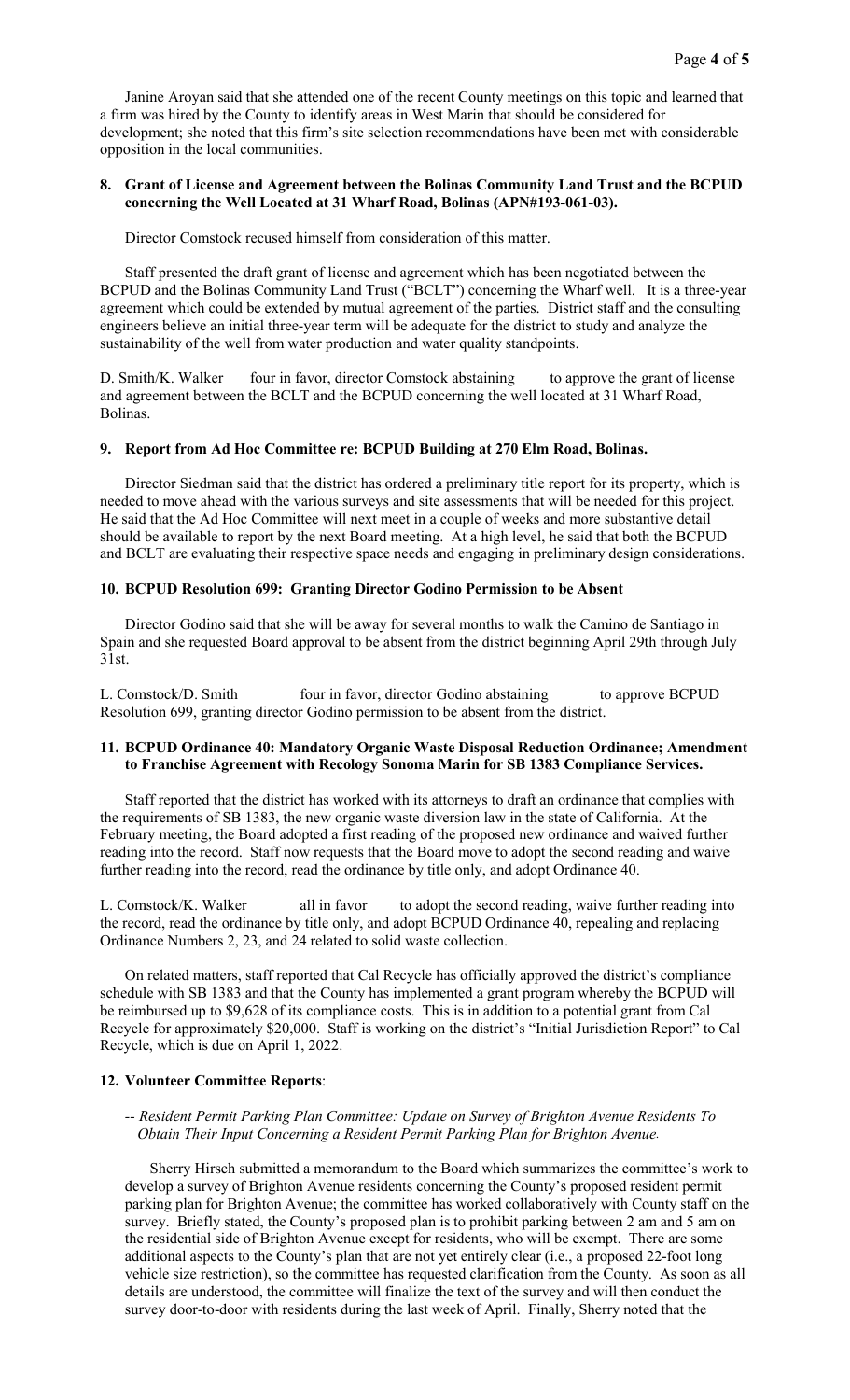Janine Aroyan said that she attended one of the recent County meetings on this topic and learned that a firm was hired by the County to identify areas in West Marin that should be considered for development; she noted that this firm's site selection recommendations have been met with considerable opposition in the local communities.

**8. Grant of License and Agreement between the Bolinas Community Land Trust and the BCPUD concerning the Well Located at 31 Wharf Road, Bolinas (APN#193-061-03).**

Director Comstock recused himself from consideration of this matter.

Staff presented the draft grant of license and agreement which has been negotiated between the BCPUD and the Bolinas Community Land Trust ("BCLT") concerning the Wharf well. It is a three-year agreement which could be extended by mutual agreement of the parties. District staff and the consulting engineers believe an initial three-year term will be adequate for the district to study and analyze the sustainability of the well from water production and water quality standpoints.

D. Smith/K. Walker four in favor, director Comstock abstaining to approve the grant of license and agreement between the BCLT and the BCPUD concerning the well located at 31 Wharf Road, Bolinas.

**9. Report from Ad Hoc Committee re: BCPUD Building at 270 Elm Road, Bolinas.**

Director Siedman said that the district has ordered a preliminary title report for its property, which is needed to move ahead with the various surveys and site assessments that will be needed for this project. He said that the Ad Hoc Committee will next meet in a couple of weeks and more substantive detail should be available to report by the next Board meeting. At a high level, he said that both the BCPUD and BCLT are evaluating their respective space needs and engaging in preliminary design considerations.

**10. BCPUD Resolution 699: Granting Director Godino Permission to be Absent**

Director Godino said that she will be away for several months to walk the Camino de Santiago in Spain and she requested Board approval to be absent from the district beginning April 29th through July 31st.

L. Comstock/D. Smith four in favor, director Godino abstaining to approve BCPUD Resolution 699, granting director Godino permission to be absent from the district.

**11. BCPUD Ordinance 40: Mandatory Organic Waste Disposal Reduction Ordinance; Amendment to Franchise Agreement with Recology Sonoma Marin for SB 1383 Compliance Services.**

Staff reported that the district has worked with its attorneys to draft an ordinance that complies with the requirements of SB 1383, the new organic waste diversion law in the state of California. At the February meeting, the Board adopted a first reading of the proposed new ordinance and waived further reading into the record. Staff now requests that the Board move to adopt the second reading and waive further reading into the record, read the ordinance by title only, and adopt Ordinance 40.

L. Comstock/K. Walker all in favor to adopt the second reading, waive further reading into the record, read the ordinance by title only, and adopt BCPUD Ordinance 40, repealing and replacing Ordinance Numbers 2, 23, and 24 related to solid waste collection.

On related matters, staff reported that Cal Recycle has officially approved the district's compliance schedule with SB 1383 and that the County has implemented a grant program whereby the BCPUD will be reimbursed up to $9,628 of its compliance costs. This is in addition to a potential grant from Cal Recycle for approximately $20,000. Staff is working on the district's "Initial Jurisdiction Report" to Cal Recycle, which is due on April 1, 2022.

**12. Volunteer Committee Reports**:

-- *Resident Permit Parking Plan Committee: Update on Survey of Brighton Avenue Residents To Obtain Their Input Concerning a Resident Permit Parking Plan for Brighton Avenue.*

Sherry Hirsch submitted a memorandum to the Board which summarizes the committee's work to develop a survey of Brighton Avenue residents concerning the County's proposed resident permit parking plan for Brighton Avenue; the committee has worked collaboratively with County staff on the survey. Briefly stated, the County's proposed plan is to prohibit parking between 2 am and 5 am on the residential side of Brighton Avenue except for residents, who will be exempt. There are some additional aspects to the County's plan that are not yet entirely clear (i.e., a proposed 22-foot long vehicle size restriction), so the committee has requested clarification from the County. As soon as all details are understood, the committee will finalize the text of the survey and will then conduct the survey door-to-door with residents during the last week of April. Finally, Sherry noted that the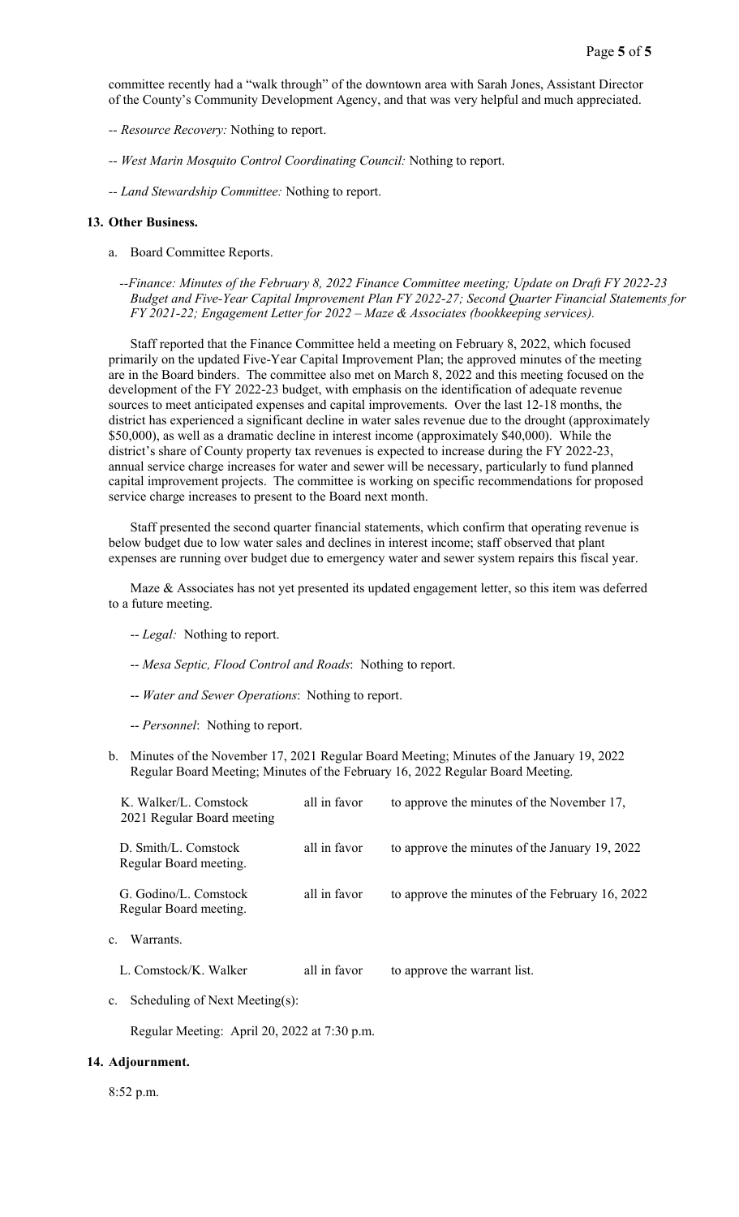committee recently had a "walk through" of the downtown area with Sarah Jones, Assistant Director of the County's Community Development Agency, and that was very helpful and much appreciated.

-- *Resource Recovery:* Nothing to report.

-- *West Marin Mosquito Control Coordinating Council:* Nothing to report.

-- *Land Stewardship Committee:* Nothing to report.

## 13. Other Business.

a. Board Committee Reports.

--*Finance: Minutes of the February 8, 2022 Finance Committee meeting; Update on Draft FY 2022-23 Budget and Five-Year Capital Improvement Plan FY 2022-27; Second Quarter Financial Statements for FY 2021-22; Engagement Letter for 2022 – Maze & Associates (bookkeeping services).*

Staff reported that the Finance Committee held a meeting on February 8, 2022, which focused primarily on the updated Five-Year Capital Improvement Plan; the approved minutes of the meeting are in the Board binders. The committee also met on March 8, 2022 and this meeting focused on the development of the FY 2022-23 budget, with emphasis on the identification of adequate revenue sources to meet anticipated expenses and capital improvements. Over the last 12-18 months, the district has experienced a significant decline in water sales revenue due to the drought (approximately $50,000), as well as a dramatic decline in interest income (approximately $40,000). While the district's share of County property tax revenues is expected to increase during the FY 2022-23, annual service charge increases for water and sewer will be necessary, particularly to fund planned capital improvement projects. The committee is working on specific recommendations for proposed service charge increases to present to the Board next month.

Staff presented the second quarter financial statements, which confirm that operating revenue is below budget due to low water sales and declines in interest income; staff observed that plant expenses are running over budget due to emergency water and sewer system repairs this fiscal year.

Maze & Associates has not yet presented its updated engagement letter, so this item was deferred to a future meeting.

-- *Legal:* Nothing to report.

-- *Mesa Septic, Flood Control and Roads*: Nothing to report.

-- *Water and Sewer Operations*: Nothing to report.

-- *Personnel*: Nothing to report.

b. Minutes of the November 17, 2021 Regular Board Meeting; Minutes of the January 19, 2022 Regular Board Meeting; Minutes of the February 16, 2022 Regular Board Meeting.

| | | |
|---|---|---|
| K. Walker/L. Comstock 2021 Regular Board meeting | all in favor | to approve the minutes of the November 17, |
| D. Smith/L. Comstock Regular Board meeting. | all in favor | to approve the minutes of the January 19, 2022 |
| G. Godino/L. Comstock Regular Board meeting. | all in favor | to approve the minutes of the February 16, 2022 |

c. Warrants.

| | | |
|---|---|---|
| L. Comstock/K. Walker | all in favor | to approve the warrant list. |

c. Scheduling of Next Meeting(s):

Regular Meeting: April 20, 2022 at 7:30 p.m.

## 14. Adjournment.

8:52 p.m.